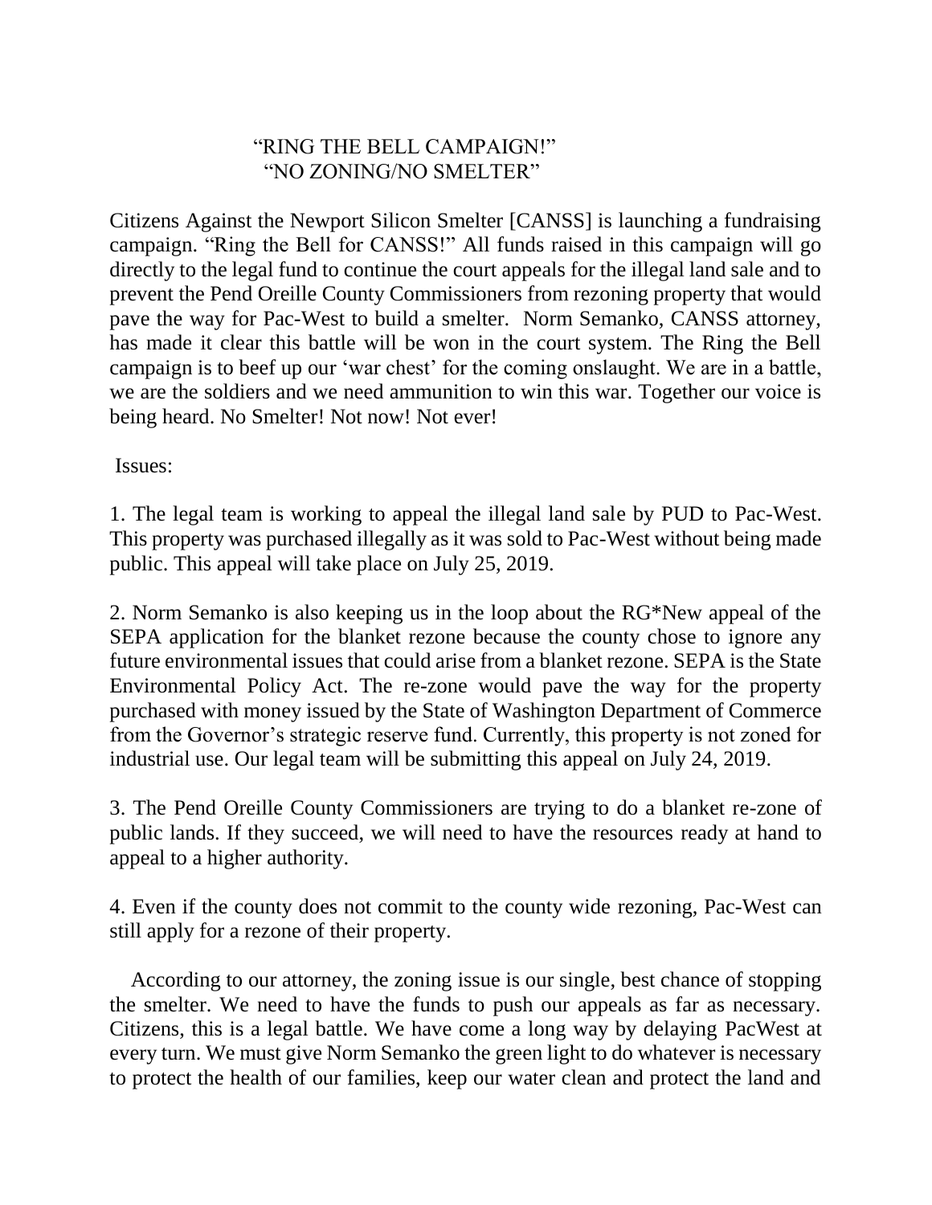# "RING THE BELL CAMPAIGN!"
## "NO ZONING/NO SMELTER"

Citizens Against the Newport Silicon Smelter [CANSS] is launching a fundraising campaign. "Ring the Bell for CANSS!" All funds raised in this campaign will go directly to the legal fund to continue the court appeals for the illegal land sale and to prevent the Pend Oreille County Commissioners from rezoning property that would pave the way for Pac-West to build a smelter. Norm Semanko, CANSS attorney, has made it clear this battle will be won in the court system. The Ring the Bell campaign is to beef up our 'war chest' for the coming onslaught. We are in a battle, we are the soldiers and we need ammunition to win this war. Together our voice is being heard. No Smelter! Not now! Not ever!

Issues:

1. The legal team is working to appeal the illegal land sale by PUD to Pac-West. This property was purchased illegally as it was sold to Pac-West without being made public. This appeal will take place on July 25, 2019.

2. Norm Semanko is also keeping us in the loop about the RG*New appeal of the SEPA application for the blanket rezone because the county chose to ignore any future environmental issues that could arise from a blanket rezone. SEPA is the State Environmental Policy Act. The re-zone would pave the way for the property purchased with money issued by the State of Washington Department of Commerce from the Governor's strategic reserve fund. Currently, this property is not zoned for industrial use. Our legal team will be submitting this appeal on July 24, 2019.

3. The Pend Oreille County Commissioners are trying to do a blanket re-zone of public lands. If they succeed, we will need to have the resources ready at hand to appeal to a higher authority.

4. Even if the county does not commit to the county wide rezoning, Pac-West can still apply for a rezone of their property.

According to our attorney, the zoning issue is our single, best chance of stopping the smelter. We need to have the funds to push our appeals as far as necessary. Citizens, this is a legal battle. We have come a long way by delaying PacWest at every turn. We must give Norm Semanko the green light to do whatever is necessary to protect the health of our families, keep our water clean and protect the land and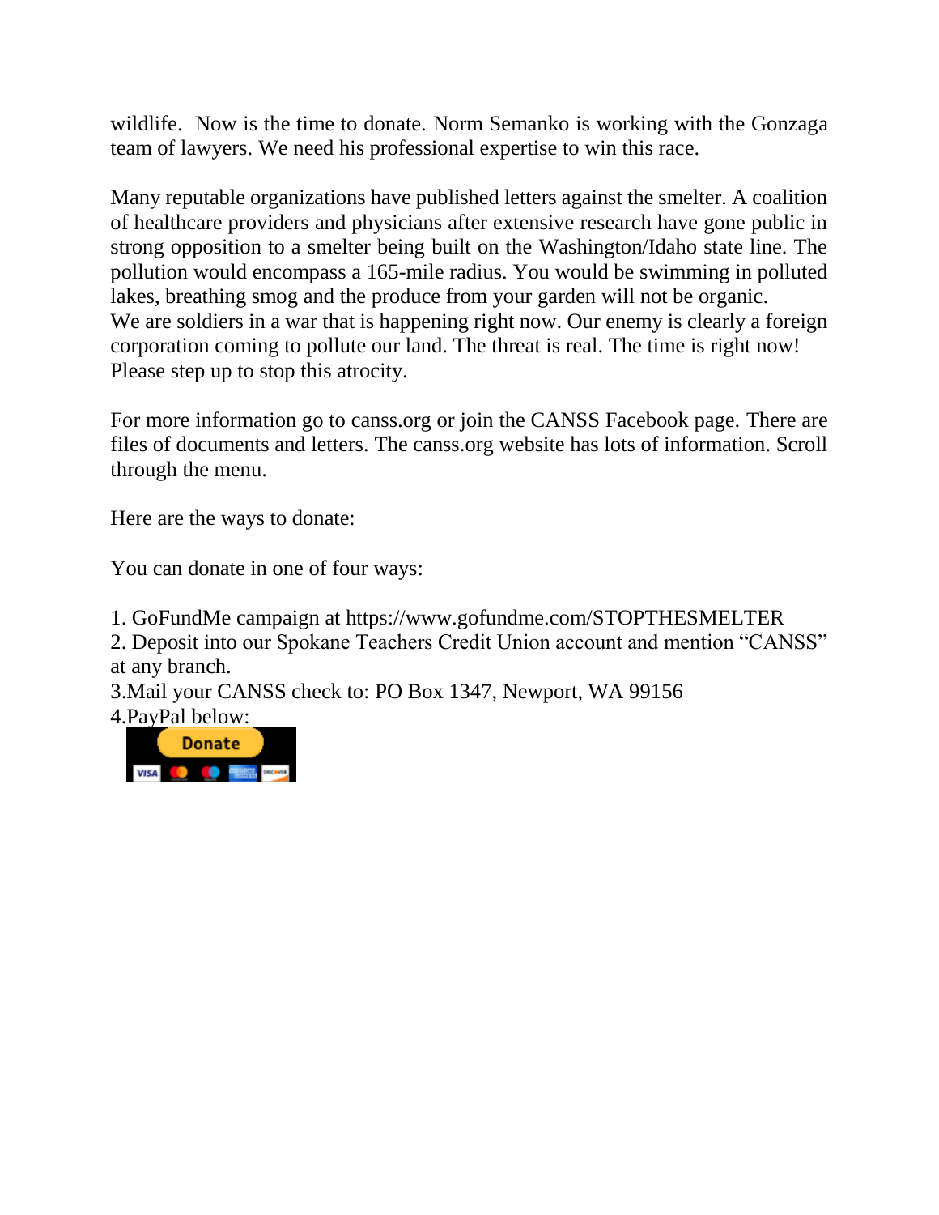wildlife. Now is the time to donate. Norm Semanko is working with the Gonzaga team of lawyers. We need his professional expertise to win this race.

Many reputable organizations have published letters against the smelter. A coalition of healthcare providers and physicians after extensive research have gone public in strong opposition to a smelter being built on the Washington/Idaho state line. The pollution would encompass a 165-mile radius. You would be swimming in polluted lakes, breathing smog and the produce from your garden will not be organic.
We are soldiers in a war that is happening right now. Our enemy is clearly a foreign corporation coming to pollute our land. The threat is real. The time is right now! Please step up to stop this atrocity.

For more information go to canss.org or join the CANSS Facebook page. There are files of documents and letters. The canss.org website has lots of information. Scroll through the menu.

Here are the ways to donate:

You can donate in one of four ways:

1. GoFundMe campaign at https://www.gofundme.com/STOPTHESMELTER
2. Deposit into our Spokane Teachers Credit Union account and mention "CANSS" at any branch.
3.Mail your CANSS check to: PO Box 1347, Newport, WA 99156
4.PayPal below:

Donate